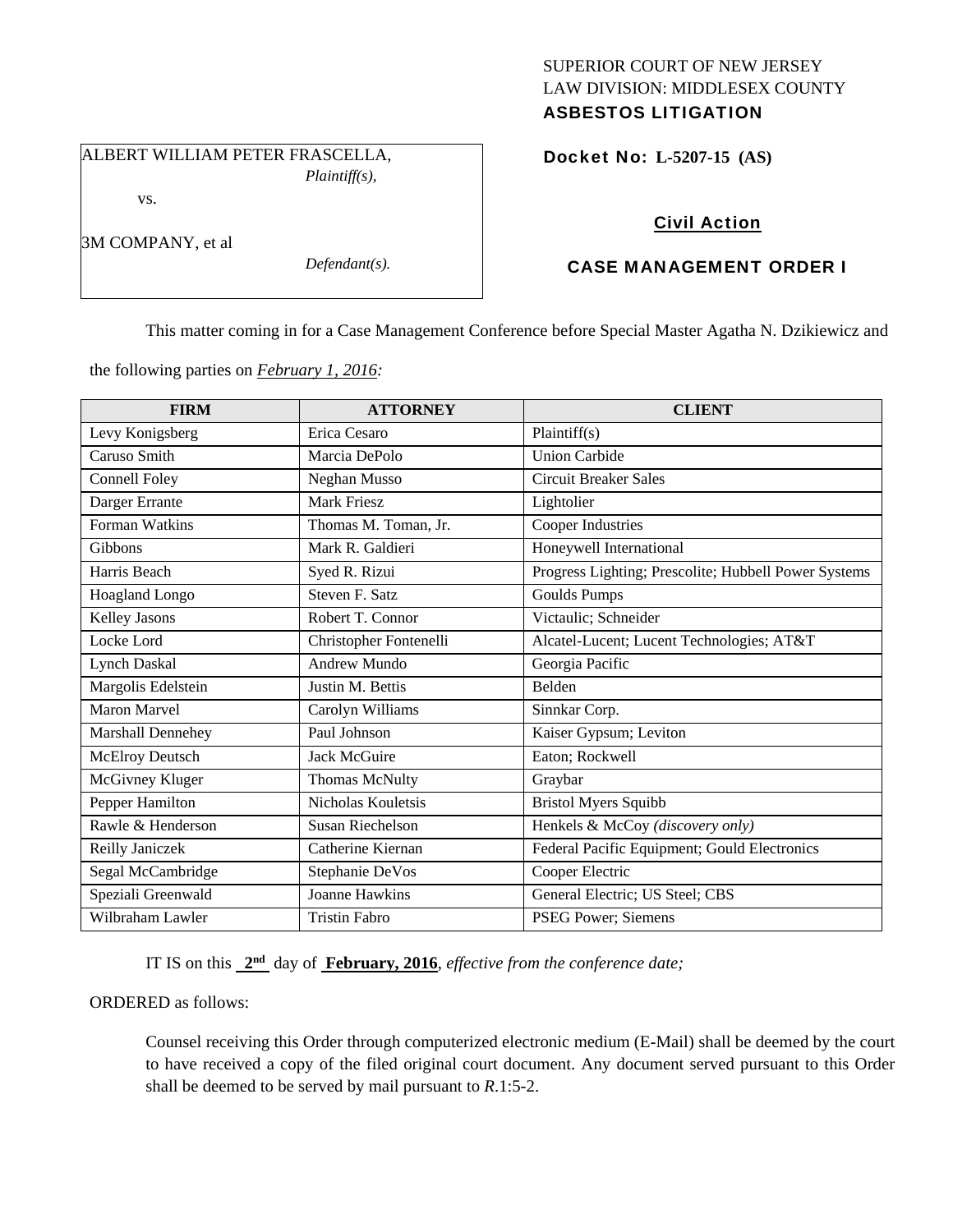SUPERIOR COURT OF NEW JERSEY
LAW DIVISION: MIDDLESEX COUNTY
**ASBESTOS LITIGATION**

ALBERT WILLIAM PETER FRASCELLA,
*Plaintiff(s),*

vs.

3M COMPANY, et al
*Defendant(s).*

**Docket No: L-5207-15 (AS)**

**Civil Action**

**CASE MANAGEMENT ORDER I**

This matter coming in for a Case Management Conference before Special Master Agatha N. Dzikiewicz and the following parties on *February 1, 2016:*

| FIRM | ATTORNEY | CLIENT |
|---|---|---|
| Levy Konigsberg | Erica Cesaro | Plaintiff(s) |
| Caruso Smith | Marcia DePolo | Union Carbide |
| Connell Foley | Neghan Musso | Circuit Breaker Sales |
| Darger Errante | Mark Friesz | Lightolier |
| Forman Watkins | Thomas M. Toman, Jr. | Cooper Industries |
| Gibbons | Mark R. Galdieri | Honeywell International |
| Harris Beach | Syed R. Rizui | Progress Lighting; Prescolite; Hubbell Power Systems |
| Hoagland Longo | Steven F. Satz | Goulds Pumps |
| Kelley Jasons | Robert T. Connor | Victaulic; Schneider |
| Locke Lord | Christopher Fontenelli | Alcatel-Lucent; Lucent Technologies; AT&T |
| Lynch Daskal | Andrew Mundo | Georgia Pacific |
| Margolis Edelstein | Justin M. Bettis | Belden |
| Maron Marvel | Carolyn Williams | Sinnkar Corp. |
| Marshall Dennehey | Paul Johnson | Kaiser Gypsum; Leviton |
| McElroy Deutsch | Jack McGuire | Eaton; Rockwell |
| McGivney Kluger | Thomas McNulty | Graybar |
| Pepper Hamilton | Nicholas Kouletsis | Bristol Myers Squibb |
| Rawle & Henderson | Susan Riechelson | Henkels & McCoy *(discovery only)* |
| Reilly Janiczek | Catherine Kiernan | Federal Pacific Equipment; Gould Electronics |
| Segal McCambridge | Stephanie DeVos | Cooper Electric |
| Speziali Greenwald | Joanne Hawkins | General Electric; US Steel; CBS |
| Wilbraham Lawler | Tristin Fabro | PSEG Power; Siemens |

IT IS on this **2nd** day of **February, 2016**, *effective from the conference date;*

ORDERED as follows:

Counsel receiving this Order through computerized electronic medium (E-Mail) shall be deemed by the court to have received a copy of the filed original court document. Any document served pursuant to this Order shall be deemed to be served by mail pursuant to *R*.1:5-2.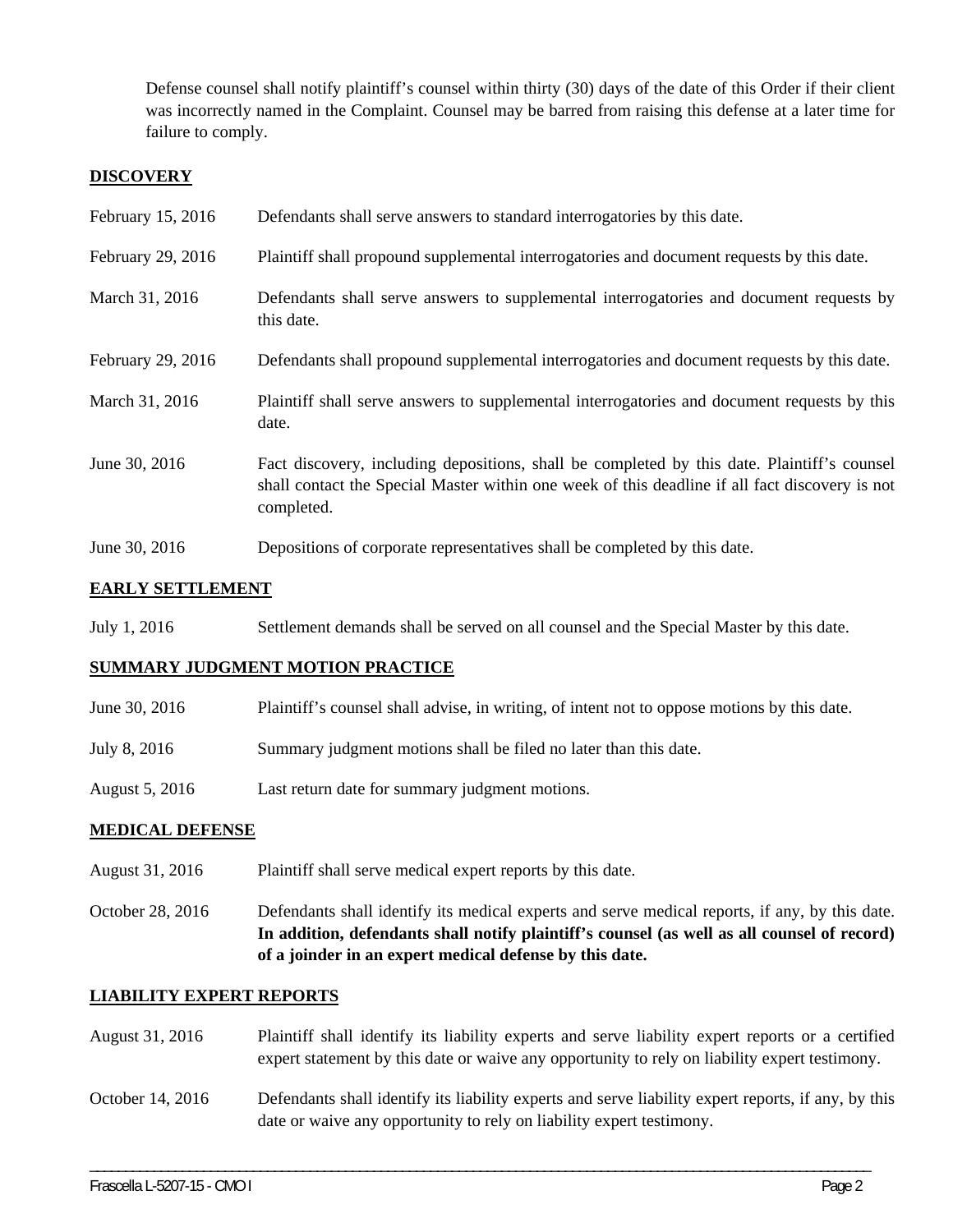Defense counsel shall notify plaintiff's counsel within thirty (30) days of the date of this Order if their client was incorrectly named in the Complaint. Counsel may be barred from raising this defense at a later time for failure to comply.

## DISCOVERY

| | |
|---|---|
| February 15, 2016 | Defendants shall serve answers to standard interrogatories by this date. |
| February 29, 2016 | Plaintiff shall propound supplemental interrogatories and document requests by this date. |
| March 31, 2016 | Defendants shall serve answers to supplemental interrogatories and document requests by this date. |
| February 29, 2016 | Defendants shall propound supplemental interrogatories and document requests by this date. |
| March 31, 2016 | Plaintiff shall serve answers to supplemental interrogatories and document requests by this date. |
| June 30, 2016 | Fact discovery, including depositions, shall be completed by this date. Plaintiff's counsel shall contact the Special Master within one week of this deadline if all fact discovery is not completed. |
| June 30, 2016 | Depositions of corporate representatives shall be completed by this date. |

## EARLY SETTLEMENT

| | |
|---|---|
| July 1, 2016 | Settlement demands shall be served on all counsel and the Special Master by this date. |

## SUMMARY JUDGMENT MOTION PRACTICE

| | |
|---|---|
| June 30, 2016 | Plaintiff's counsel shall advise, in writing, of intent not to oppose motions by this date. |
| July 8, 2016 | Summary judgment motions shall be filed no later than this date. |
| August 5, 2016 | Last return date for summary judgment motions. |

## MEDICAL DEFENSE

| | |
|---|---|
| August 31, 2016 | Plaintiff shall serve medical expert reports by this date. |
| October 28, 2016 | Defendants shall identify its medical experts and serve medical reports, if any, by this date. **In addition, defendants shall notify plaintiff's counsel (as well as all counsel of record) of a joinder in an expert medical defense by this date.** |

## LIABILITY EXPERT REPORTS

| | |
|---|---|
| August 31, 2016 | Plaintiff shall identify its liability experts and serve liability expert reports or a certified expert statement by this date or waive any opportunity to rely on liability expert testimony. |
| October 14, 2016 | Defendants shall identify its liability experts and serve liability expert reports, if any, by this date or waive any opportunity to rely on liability expert testimony. |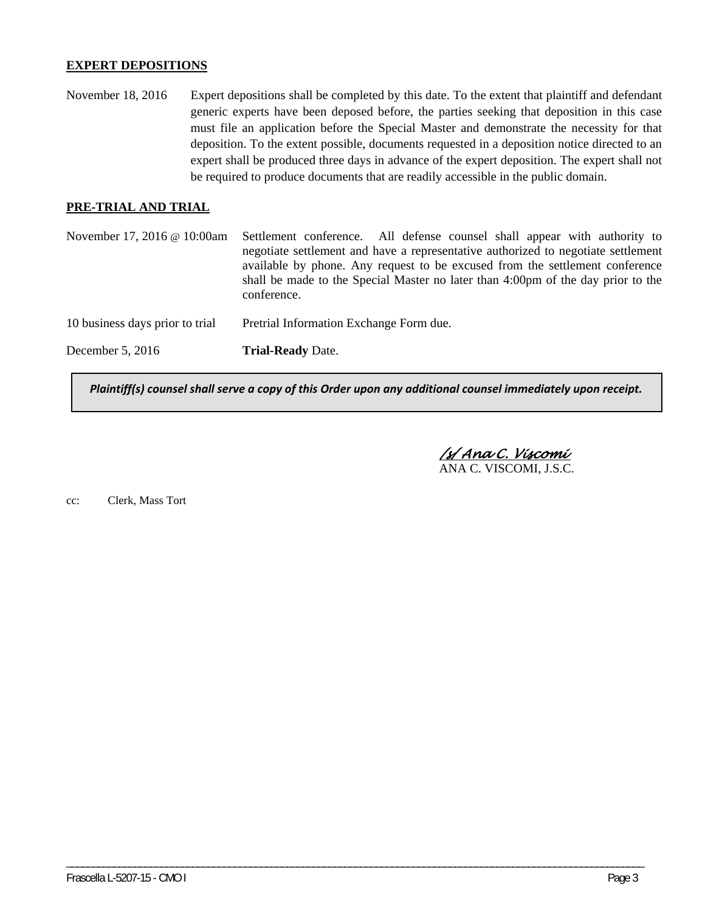**EXPERT DEPOSITIONS**

| | |
|---|---|
| November 18, 2016 | Expert depositions shall be completed by this date. To the extent that plaintiff and defendant generic experts have been deposed before, the parties seeking that deposition in this case must file an application before the Special Master and demonstrate the necessity for that deposition. To the extent possible, documents requested in a deposition notice directed to an expert shall be produced three days in advance of the expert deposition. The expert shall not be required to produce documents that are readily accessible in the public domain. |

**PRE-TRIAL AND TRIAL**

| | |
|---|---|
| November 17, 2016 @ 10:00am | Settlement conference. All defense counsel shall appear with authority to negotiate settlement and have a representative authorized to negotiate settlement available by phone. Any request to be excused from the settlement conference shall be made to the Special Master no later than 4:00pm of the day prior to the conference. |
| 10 business days prior to trial | Pretrial Information Exchange Form due. |
| December 5, 2016 | **Trial-Ready** Date. |

***Plaintiff(s) counsel shall serve a copy of this Order upon any additional counsel immediately upon receipt.***

/s/ Ana C. Viscomi
ANA C. VISCOMI, J.S.C.

cc: Clerk, Mass Tort